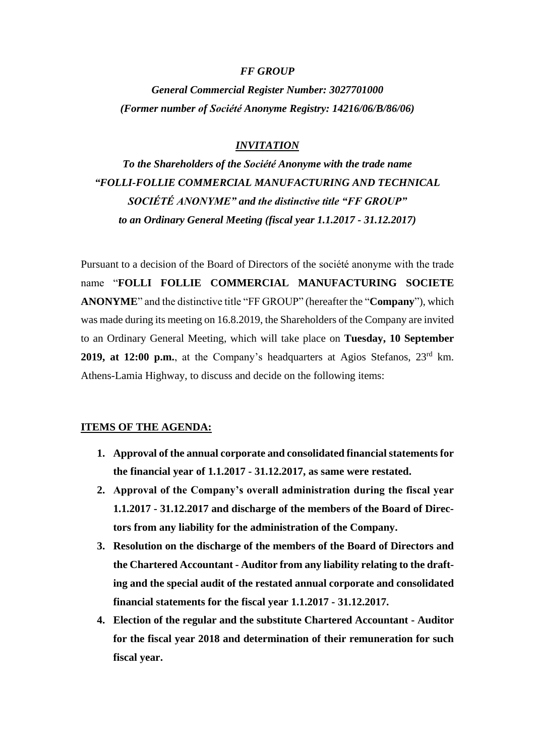***FF GROUP***

***General Commercial Register Number: 3027701000***

***(Former number of Société Anonyme Registry: 14216/06/B/86/06)***

***INVITATION***

***To the Shareholders of the Société Anonyme with the trade name "FOLLI-FOLLIE COMMERCIAL MANUFACTURING AND TECHNICAL SOCIÉTÉ ANONYME" and the distinctive title "FF GROUP" to an Ordinary General Meeting (fiscal year 1.1.2017 - 31.12.2017)***

Pursuant to a decision of the Board of Directors of the société anonyme with the trade name "**FOLLI FOLLIE COMMERCIAL MANUFACTURING SOCIETE ANONYME**" and the distinctive title "FF GROUP" (hereafter the "**Company**"), which was made during its meeting on 16.8.2019, the Shareholders of the Company are invited to an Ordinary General Meeting, which will take place on **Tuesday, 10 September 2019, at 12:00 p.m.**, at the Company's headquarters at Agios Stefanos, 23rd km. Athens-Lamia Highway, to discuss and decide on the following items:

**ITEMS OF THE AGENDA:**

1. **Approval of the annual corporate and consolidated financial statements for the financial year of 1.1.2017 - 31.12.2017, as same were restated.**
2. **Approval of the Company's overall administration during the fiscal year 1.1.2017 - 31.12.2017 and discharge of the members of the Board of Directors from any liability for the administration of the Company.**
3. **Resolution on the discharge of the members of the Board of Directors and the Chartered Accountant - Auditor from any liability relating to the drafting and the special audit of the restated annual corporate and consolidated financial statements for the fiscal year 1.1.2017 - 31.12.2017.**
4. **Election of the regular and the substitute Chartered Accountant - Auditor for the fiscal year 2018 and determination of their remuneration for such fiscal year.**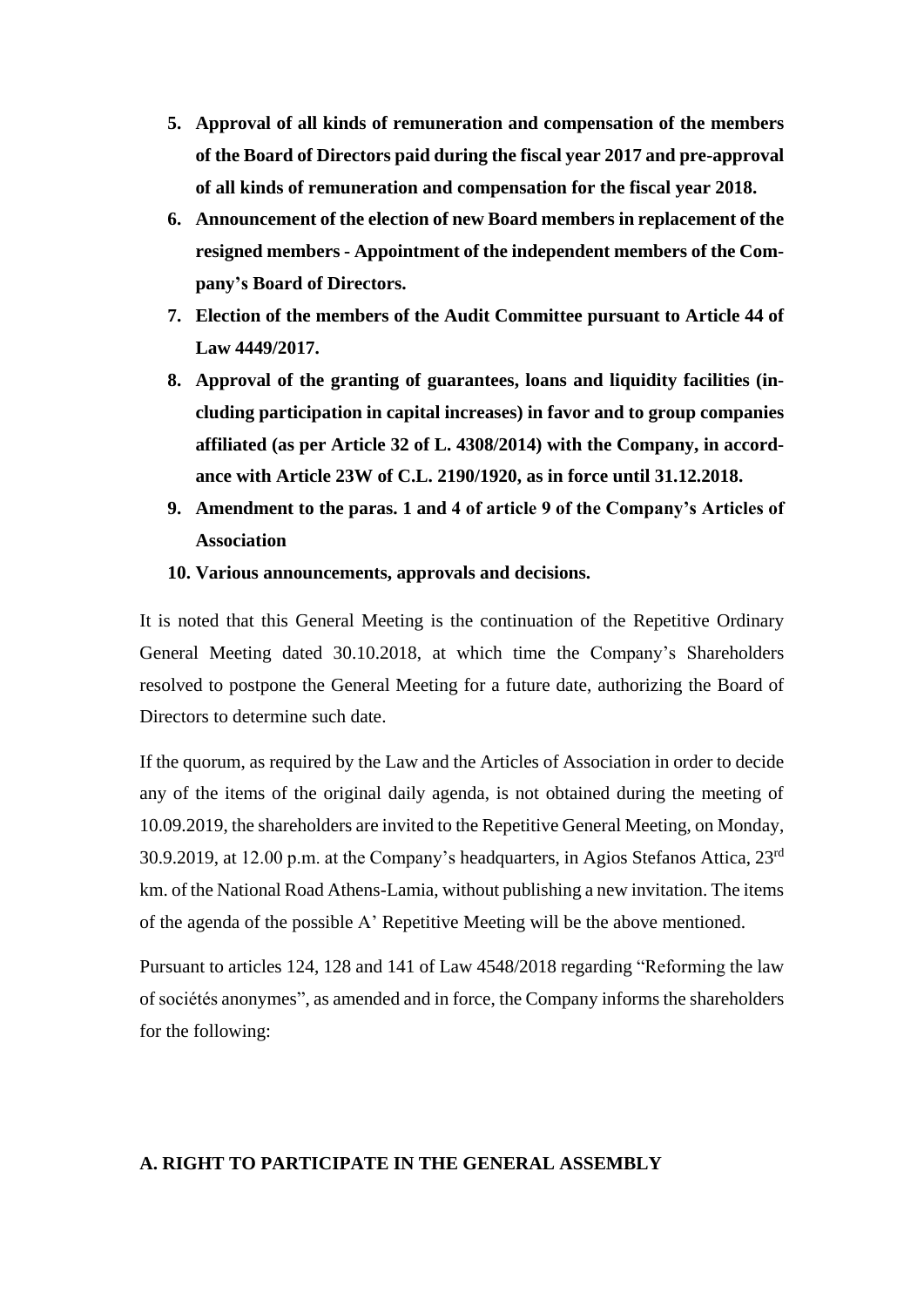5. **Approval of all kinds of remuneration and compensation of the members of the Board of Directors paid during the fiscal year 2017 and pre-approval of all kinds of remuneration and compensation for the fiscal year 2018.**
6. **Announcement of the election of new Board members in replacement of the resigned members - Appointment of the independent members of the Company's Board of Directors.**
7. **Election of the members of the Audit Committee pursuant to Article 44 of Law 4449/2017.**
8. **Approval of the granting of guarantees, loans and liquidity facilities (including participation in capital increases) in favor and to group companies affiliated (as per Article 32 of L. 4308/2014) with the Company, in accordance with Article 23W of C.L. 2190/1920, as in force until 31.12.2018.**
9. **Amendment to the paras. 1 and 4 of article 9 of the Company's Articles of Association**
10. **Various announcements, approvals and decisions.**

It is noted that this General Meeting is the continuation of the Repetitive Ordinary General Meeting dated 30.10.2018, at which time the Company's Shareholders resolved to postpone the General Meeting for a future date, authorizing the Board of Directors to determine such date.

If the quorum, as required by the Law and the Articles of Association in order to decide any of the items of the original daily agenda, is not obtained during the meeting of 10.09.2019, the shareholders are invited to the Repetitive General Meeting, on Monday, 30.9.2019, at 12.00 p.m. at the Company's headquarters, in Agios Stefanos Attica, 23rd km. of the National Road Athens-Lamia, without publishing a new invitation. The items of the agenda of the possible A' Repetitive Meeting will be the above mentioned.

Pursuant to articles 124, 128 and 141 of Law 4548/2018 regarding "Reforming the law of sociétés anonymes", as amended and in force, the Company informs the shareholders for the following:

**A. RIGHT TO PARTICIPATE IN THE GENERAL ASSEMBLY**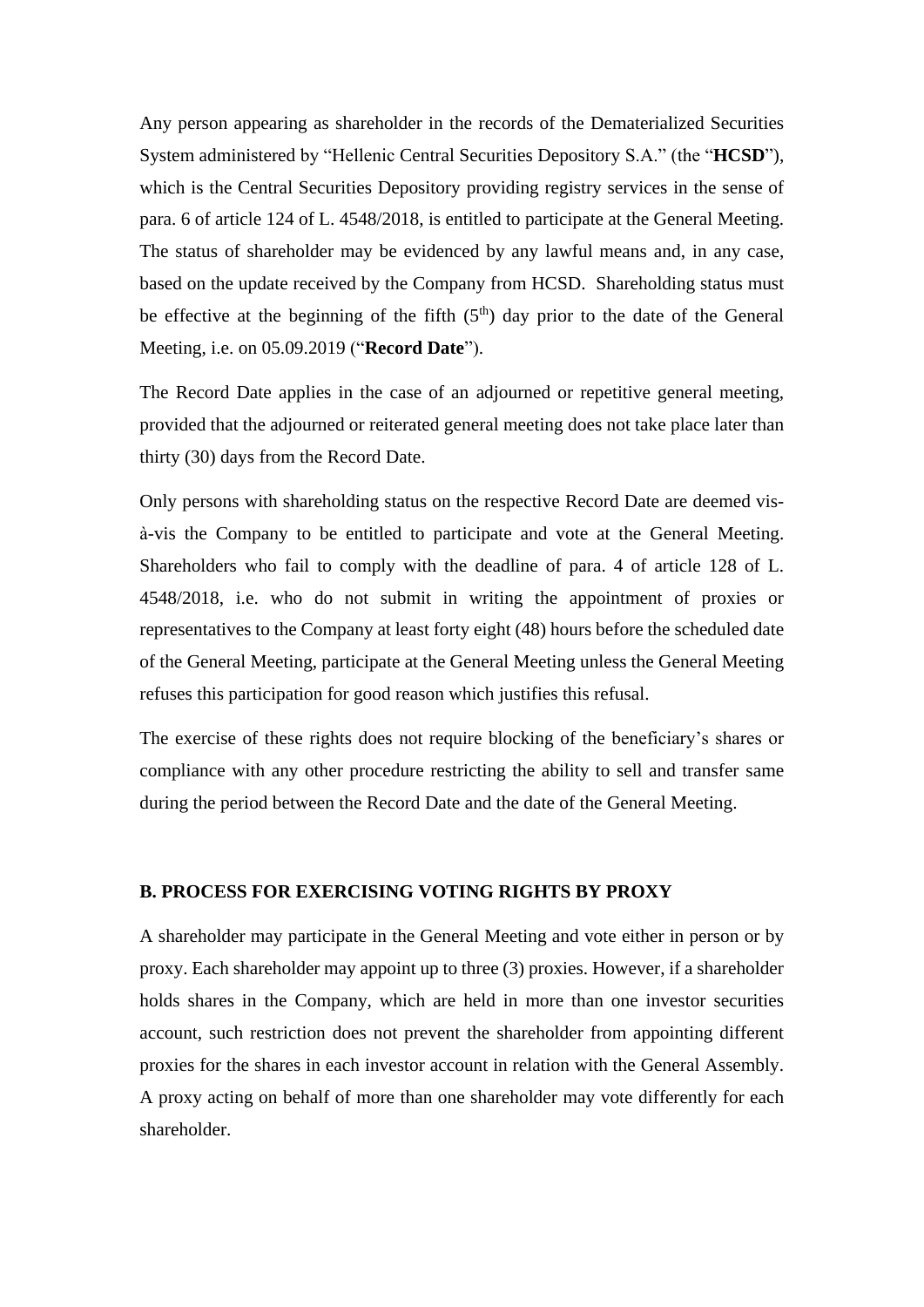Any person appearing as shareholder in the records of the Dematerialized Securities System administered by "Hellenic Central Securities Depository S.A." (the "**HCSD**"), which is the Central Securities Depository providing registry services in the sense of para. 6 of article 124 of L. 4548/2018, is entitled to participate at the General Meeting. The status of shareholder may be evidenced by any lawful means and, in any case, based on the update received by the Company from HCSD. Shareholding status must be effective at the beginning of the fifth (5th) day prior to the date of the General Meeting, i.e. on 05.09.2019 ("**Record Date**").

The Record Date applies in the case of an adjourned or repetitive general meeting, provided that the adjourned or reiterated general meeting does not take place later than thirty (30) days from the Record Date.

Only persons with shareholding status on the respective Record Date are deemed vis-à-vis the Company to be entitled to participate and vote at the General Meeting. Shareholders who fail to comply with the deadline of para. 4 of article 128 of L. 4548/2018, i.e. who do not submit in writing the appointment of proxies or representatives to the Company at least forty eight (48) hours before the scheduled date of the General Meeting, participate at the General Meeting unless the General Meeting refuses this participation for good reason which justifies this refusal.

The exercise of these rights does not require blocking of the beneficiary's shares or compliance with any other procedure restricting the ability to sell and transfer same during the period between the Record Date and the date of the General Meeting.

**B. PROCESS FOR EXERCISING VOTING RIGHTS BY PROXY**

A shareholder may participate in the General Meeting and vote either in person or by proxy. Each shareholder may appoint up to three (3) proxies. However, if a shareholder holds shares in the Company, which are held in more than one investor securities account, such restriction does not prevent the shareholder from appointing different proxies for the shares in each investor account in relation with the General Assembly. A proxy acting on behalf of more than one shareholder may vote differently for each shareholder.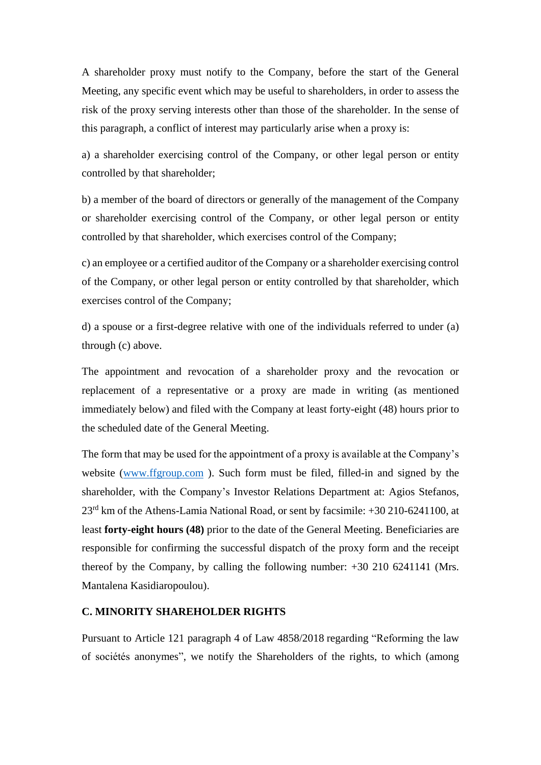A shareholder proxy must notify to the Company, before the start of the General Meeting, any specific event which may be useful to shareholders, in order to assess the risk of the proxy serving interests other than those of the shareholder. In the sense of this paragraph, a conflict of interest may particularly arise when a proxy is:

a) a shareholder exercising control of the Company, or other legal person or entity controlled by that shareholder;

b) a member of the board of directors or generally of the management of the Company or shareholder exercising control of the Company, or other legal person or entity controlled by that shareholder, which exercises control of the Company;

c) an employee or a certified auditor of the Company or a shareholder exercising control of the Company, or other legal person or entity controlled by that shareholder, which exercises control of the Company;

d) a spouse or a first-degree relative with one of the individuals referred to under (a) through (c) above.

The appointment and revocation of a shareholder proxy and the revocation or replacement of a representative or a proxy are made in writing (as mentioned immediately below) and filed with the Company at least forty-eight (48) hours prior to the scheduled date of the General Meeting.

The form that may be used for the appointment of a proxy is available at the Company's website (www.ffgroup.com ). Such form must be filed, filled-in and signed by the shareholder, with the Company's Investor Relations Department at: Agios Stefanos, 23rd km of the Athens-Lamia National Road, or sent by facsimile: +30 210-6241100, at least **forty-eight hours (48)** prior to the date of the General Meeting. Beneficiaries are responsible for confirming the successful dispatch of the proxy form and the receipt thereof by the Company, by calling the following number: +30 210 6241141 (Mrs. Mantalena Kasidiaropoulou).

**C. MINORITY SHAREHOLDER RIGHTS**

Pursuant to Article 121 paragraph 4 of Law 4858/2018 regarding "Reforming the law of sociétés anonymes", we notify the Shareholders of the rights, to which (among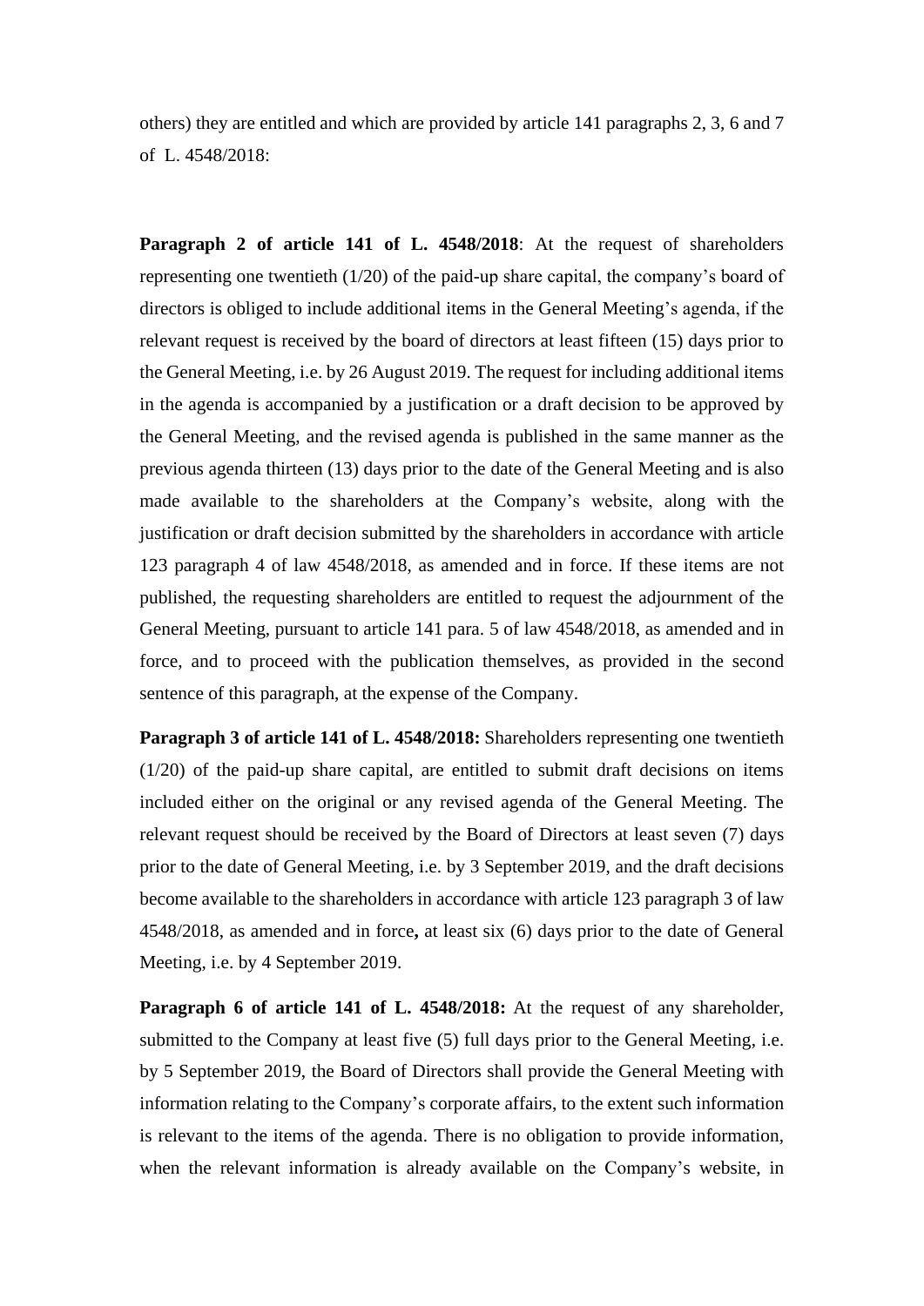others) they are entitled and which are provided by article 141 paragraphs 2, 3, 6 and 7 of L. 4548/2018:

**Paragraph 2 of article 141 of L. 4548/2018**: At the request of shareholders representing one twentieth (1/20) of the paid-up share capital, the company's board of directors is obliged to include additional items in the General Meeting's agenda, if the relevant request is received by the board of directors at least fifteen (15) days prior to the General Meeting, i.e. by 26 August 2019. The request for including additional items in the agenda is accompanied by a justification or a draft decision to be approved by the General Meeting, and the revised agenda is published in the same manner as the previous agenda thirteen (13) days prior to the date of the General Meeting and is also made available to the shareholders at the Company's website, along with the justification or draft decision submitted by the shareholders in accordance with article 123 paragraph 4 of law 4548/2018, as amended and in force. If these items are not published, the requesting shareholders are entitled to request the adjournment of the General Meeting, pursuant to article 141 para. 5 of law 4548/2018, as amended and in force, and to proceed with the publication themselves, as provided in the second sentence of this paragraph, at the expense of the Company.

**Paragraph 3 of article 141 of L. 4548/2018:** Shareholders representing one twentieth (1/20) of the paid-up share capital, are entitled to submit draft decisions on items included either on the original or any revised agenda of the General Meeting. The relevant request should be received by the Board of Directors at least seven (7) days prior to the date of General Meeting, i.e. by 3 September 2019, and the draft decisions become available to the shareholders in accordance with article 123 paragraph 3 of law 4548/2018, as amended and in force**,** at least six (6) days prior to the date of General Meeting, i.e. by 4 September 2019.

**Paragraph 6 of article 141 of L. 4548/2018:** At the request of any shareholder, submitted to the Company at least five (5) full days prior to the General Meeting, i.e. by 5 September 2019, the Board of Directors shall provide the General Meeting with information relating to the Company's corporate affairs, to the extent such information is relevant to the items of the agenda. There is no obligation to provide information, when the relevant information is already available on the Company's website, in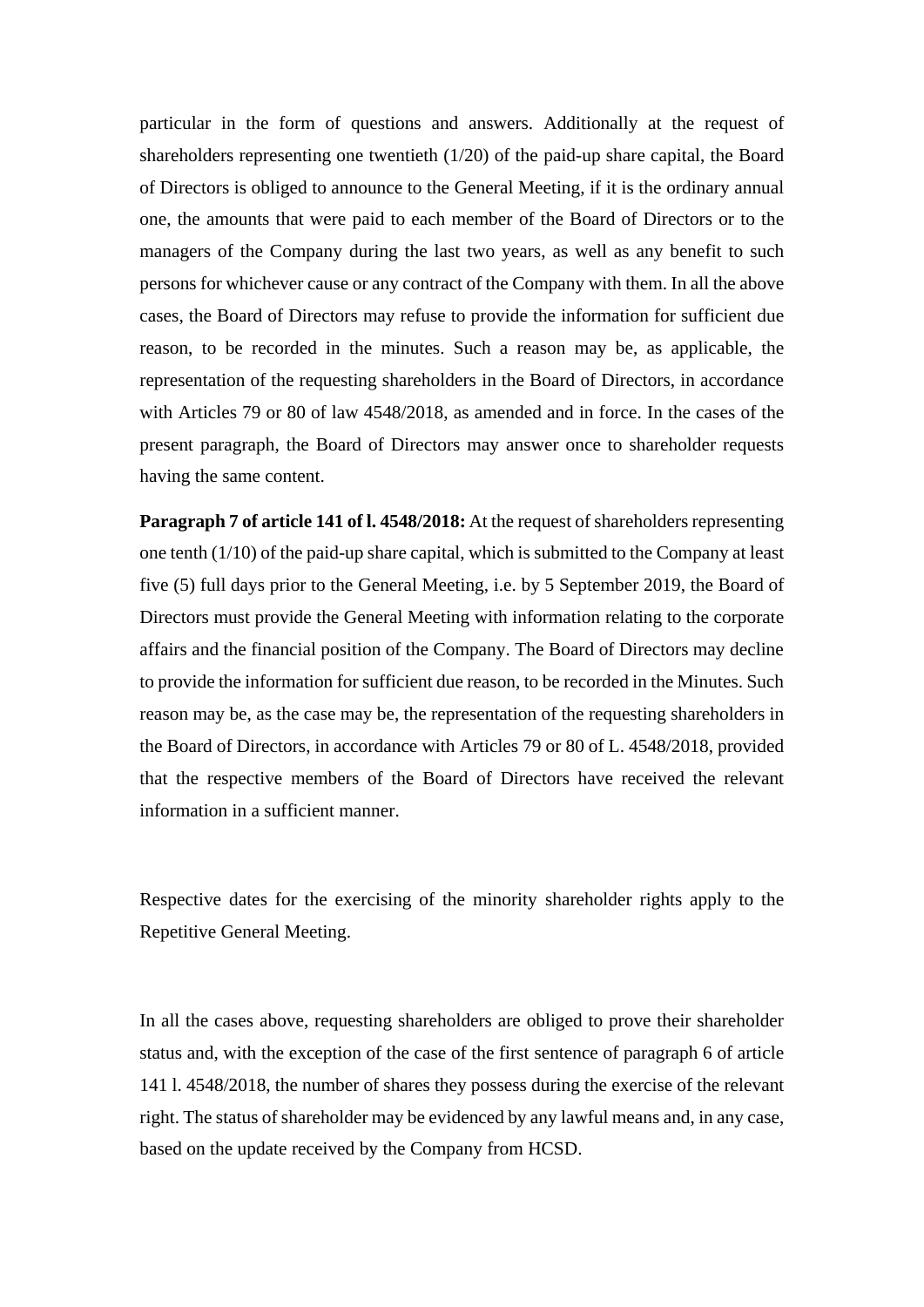particular in the form of questions and answers. Additionally at the request of shareholders representing one twentieth (1/20) of the paid-up share capital, the Board of Directors is obliged to announce to the General Meeting, if it is the ordinary annual one, the amounts that were paid to each member of the Board of Directors or to the managers of the Company during the last two years, as well as any benefit to such persons for whichever cause or any contract of the Company with them. In all the above cases, the Board of Directors may refuse to provide the information for sufficient due reason, to be recorded in the minutes. Such a reason may be, as applicable, the representation of the requesting shareholders in the Board of Directors, in accordance with Articles 79 or 80 of law 4548/2018, as amended and in force. In the cases of the present paragraph, the Board of Directors may answer once to shareholder requests having the same content.

**Paragraph 7 of article 141 of l. 4548/2018:** At the request of shareholders representing one tenth (1/10) of the paid-up share capital, which is submitted to the Company at least five (5) full days prior to the General Meeting, i.e. by 5 September 2019, the Board of Directors must provide the General Meeting with information relating to the corporate affairs and the financial position of the Company. The Board of Directors may decline to provide the information for sufficient due reason, to be recorded in the Minutes. Such reason may be, as the case may be, the representation of the requesting shareholders in the Board of Directors, in accordance with Articles 79 or 80 of L. 4548/2018, provided that the respective members of the Board of Directors have received the relevant information in a sufficient manner.

Respective dates for the exercising of the minority shareholder rights apply to the Repetitive General Meeting.

In all the cases above, requesting shareholders are obliged to prove their shareholder status and, with the exception of the case of the first sentence of paragraph 6 of article 141 l. 4548/2018, the number of shares they possess during the exercise of the relevant right. The status of shareholder may be evidenced by any lawful means and, in any case, based on the update received by the Company from HCSD.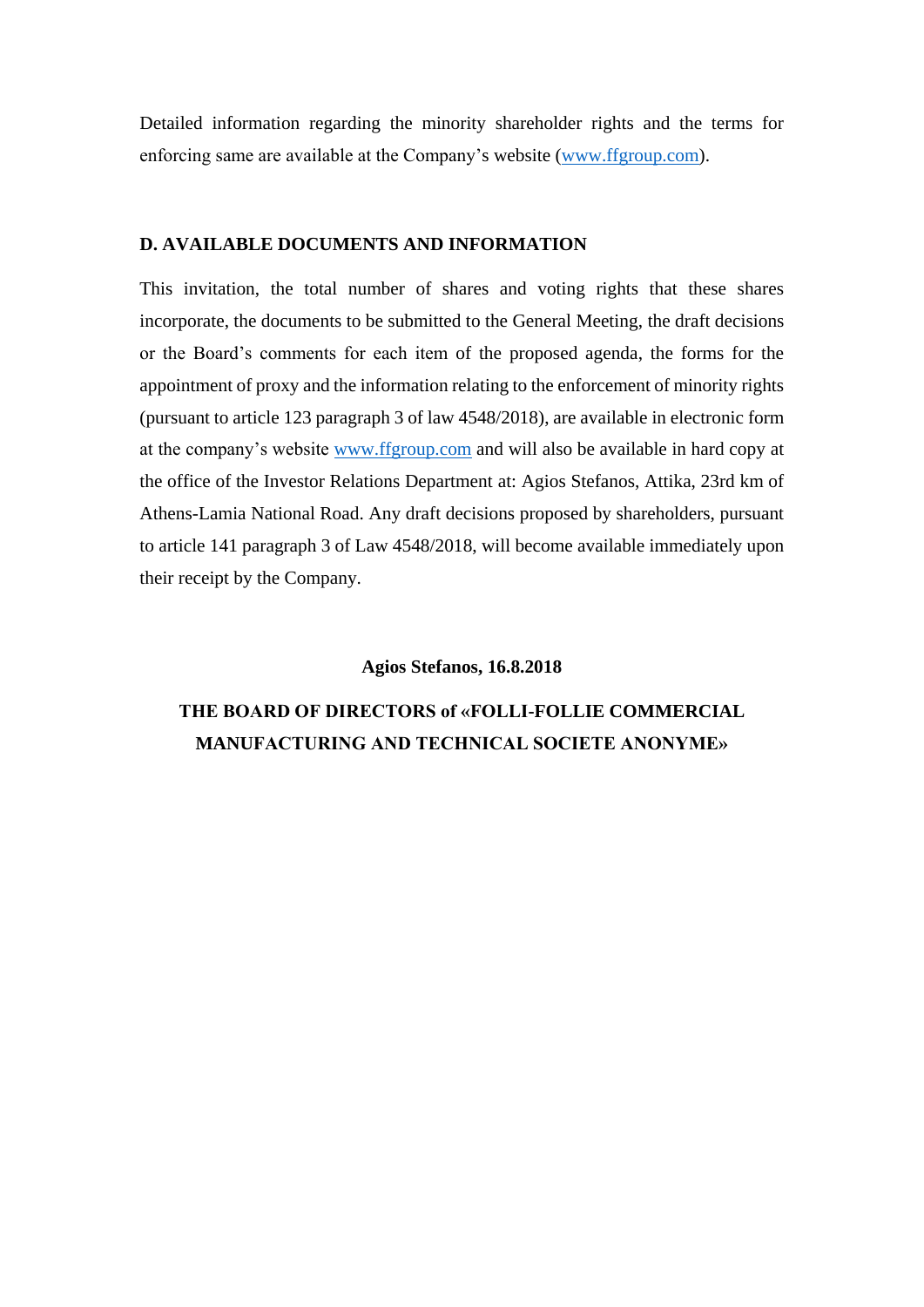Detailed information regarding the minority shareholder rights and the terms for enforcing same are available at the Company's website (www.ffgroup.com).

## D. AVAILABLE DOCUMENTS AND INFORMATION

This invitation, the total number of shares and voting rights that these shares incorporate, the documents to be submitted to the General Meeting, the draft decisions or the Board's comments for each item of the proposed agenda, the forms for the appointment of proxy and the information relating to the enforcement of minority rights (pursuant to article 123 paragraph 3 of law 4548/2018), are available in electronic form at the company's website www.ffgroup.com and will also be available in hard copy at the office of the Investor Relations Department at: Agios Stefanos, Attika, 23rd km of Athens-Lamia National Road. Any draft decisions proposed by shareholders, pursuant to article 141 paragraph 3 of Law 4548/2018, will become available immediately upon their receipt by the Company.

**Agios Stefanos, 16.8.2018**

**THE BOARD OF DIRECTORS of «FOLLI-FOLLIE COMMERCIAL MANUFACTURING AND TECHNICAL SOCIETE ANONYME»**